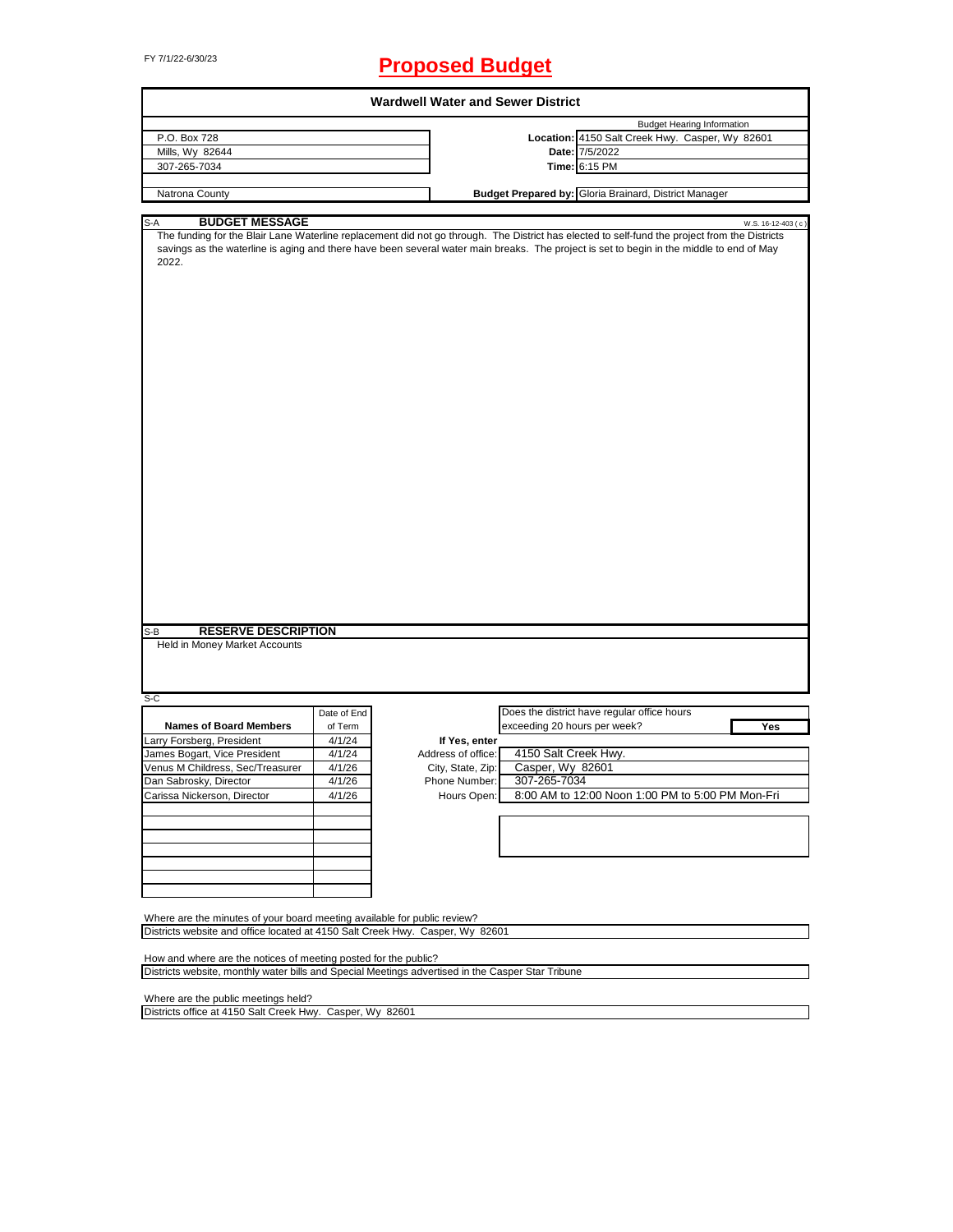FY 7/1/22-6/30/23

# Proposed Budget

## Wardwell Water and Sewer District

| | Budget Hearing Information |
|---|---|
| P.O. Box 728 | **Location:** 4150 Salt Creek Hwy. Casper, Wy 82601 |
| Mills, Wy 82644 | **Date:** 7/5/2022 |
| 307-265-7034 | **Time:** 6:15 PM |
| Natrona County | **Budget Prepared by:** Gloria Brainard, District Manager |

S-A **BUDGET MESSAGE** W.S. 16-12-403 ( c )

The funding for the Blair Lane Waterline replacement did not go through. The District has elected to self-fund the project from the Districts savings as the waterline is aging and there have been several water main breaks. The project is set to begin in the middle to end of May 2022.

S-B **RESERVE DESCRIPTION**

Held in Money Market Accounts

S-C

| Names of Board Members | Date of End of Term |
|---|---|
| Larry Forsberg, President | 4/1/24 |
| James Bogart, Vice President | 4/1/24 |
| Venus M Childress, Sec/Treasurer | 4/1/26 |
| Dan Sabrosky, Director | 4/1/26 |
| Carissa Nickerson, Director | 4/1/26 |

Does the district have regular office hours exceeding 20 hours per week? **Yes**

**If Yes, enter**

| | |
|---|---|
| Address of office: | 4150 Salt Creek Hwy. |
| City, State, Zip: | Casper, Wy 82601 |
| Phone Number: | 307-265-7034 |
| Hours Open: | 8:00 AM to 12:00 Noon 1:00 PM to 5:00 PM Mon-Fri |

Where are the minutes of your board meeting available for public review?

Districts website and office located at 4150 Salt Creek Hwy. Casper, Wy 82601

How and where are the notices of meeting posted for the public?

Districts website, monthly water bills and Special Meetings advertised in the Casper Star Tribune

Where are the public meetings held?

Districts office at 4150 Salt Creek Hwy. Casper, Wy 82601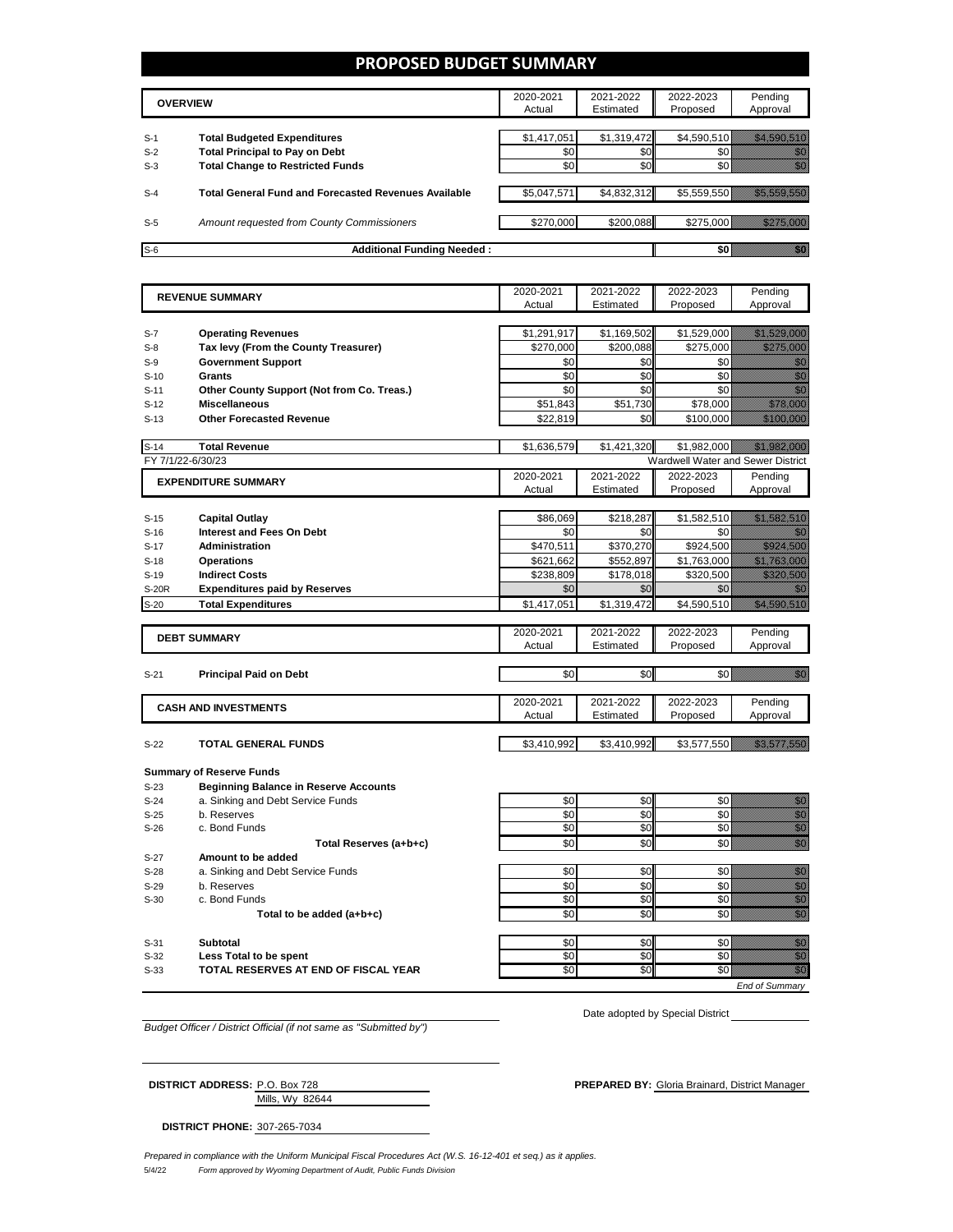# PROPOSED BUDGET SUMMARY

| | OVERVIEW | 2020-2021 Actual | 2021-2022 Estimated | 2022-2023 Proposed | Pending Approval |
|---|---|---|---|---|---|
| S-1 | **Total Budgeted Expenditures** | $1,417,051 | $1,319,472 | $4,590,510 | $4,590,510 |
| S-2 | **Total Principal to Pay on Debt** | $0 | $0 | $0 | $0 |
| S-3 | **Total Change to Restricted Funds** | $0 | $0 | $0 | $0 |
| S-4 | **Total General Fund and Forecasted Revenues Available** | $5,047,571 | $4,832,312 | $5,559,550 | $5,559,550 |
| S-5 | *Amount requested from County Commissioners* | $270,000 | $200,088 | $275,000 | $275,000 |
| S-6 | **Additional Funding Needed :** | | | $0 | $0 |

| | REVENUE SUMMARY | 2020-2021 Actual | 2021-2022 Estimated | 2022-2023 Proposed | Pending Approval |
|---|---|---|---|---|---|
| S-7 | **Operating Revenues** | $1,291,917 | $1,169,502 | $1,529,000 | $1,529,000 |
| S-8 | **Tax levy (From the County Treasurer)** | $270,000 | $200,088 | $275,000 | $275,000 |
| S-9 | **Government Support** | $0 | $0 | $0 | $0 |
| S-10 | **Grants** | $0 | $0 | $0 | $0 |
| S-11 | **Other County Support (Not from Co. Treas.)** | $0 | $0 | $0 | $0 |
| S-12 | **Miscellaneous** | $51,843 | $51,730 | $78,000 | $78,000 |
| S-13 | **Other Forecasted Revenue** | $22,819 | $0 | $100,000 | $100,000 |
| S-14 | **Total Revenue** | $1,636,579 | $1,421,320 | $1,982,000 | $1,982,000 |

FY 7/1/22-6/30/23 — Wardwell Water and Sewer District

| | EXPENDITURE SUMMARY | 2020-2021 Actual | 2021-2022 Estimated | 2022-2023 Proposed | Pending Approval |
|---|---|---|---|---|---|
| S-15 | **Capital Outlay** | $86,069 | $218,287 | $1,582,510 | $1,582,510 |
| S-16 | **Interest and Fees On Debt** | $0 | $0 | $0 | $0 |
| S-17 | **Administration** | $470,511 | $370,270 | $924,500 | $924,500 |
| S-18 | **Operations** | $621,662 | $552,897 | $1,763,000 | $1,763,000 |
| S-19 | **Indirect Costs** | $238,809 | $178,018 | $320,500 | $320,500 |
| S-20R | **Expenditures paid by Reserves** | $0 | $0 | $0 | $0 |
| S-20 | **Total Expenditures** | $1,417,051 | $1,319,472 | $4,590,510 | $4,590,510 |

| | DEBT SUMMARY | 2020-2021 Actual | 2021-2022 Estimated | 2022-2023 Proposed | Pending Approval |
|---|---|---|---|---|---|
| S-21 | **Principal Paid on Debt** | $0 | $0 | $0 | $0 |

| | CASH AND INVESTMENTS | 2020-2021 Actual | 2021-2022 Estimated | 2022-2023 Proposed | Pending Approval |
|---|---|---|---|---|---|
| S-22 | **TOTAL GENERAL FUNDS** | $3,410,992 | $3,410,992 | $3,577,550 | $3,577,550 |
| | **Summary of Reserve Funds** | | | | |
| S-23 | **Beginning Balance in Reserve Accounts** | | | | |
| S-24 | a. Sinking and Debt Service Funds | $0 | $0 | $0 | $0 |
| S-25 | b. Reserves | $0 | $0 | $0 | $0 |
| S-26 | c. Bond Funds | $0 | $0 | $0 | $0 |
| | **Total Reserves (a+b+c)** | $0 | $0 | $0 | $0 |
| S-27 | **Amount to be added** | | | | |
| S-28 | a. Sinking and Debt Service Funds | $0 | $0 | $0 | $0 |
| S-29 | b. Reserves | $0 | $0 | $0 | $0 |
| S-30 | c. Bond Funds | $0 | $0 | $0 | $0 |
| | **Total to be added (a+b+c)** | $0 | $0 | $0 | $0 |
| S-31 | **Subtotal** | $0 | $0 | $0 | $0 |
| S-32 | **Less Total to be spent** | $0 | $0 | $0 | $0 |
| S-33 | **TOTAL RESERVES AT END OF FISCAL YEAR** | $0 | $0 | $0 | $0 |

*End of Summary*

*Budget Officer / District Official (if not same as "Submitted by")*

Date adopted by Special District

**DISTRICT ADDRESS:** P.O. Box 728
Mills, Wy 82644

**PREPARED BY:** Gloria Brainard, District Manager

**DISTRICT PHONE:** 307-265-7034

*Prepared in compliance with the Uniform Municipal Fiscal Procedures Act (W.S. 16-12-401 et seq.) as it applies.*

5/4/22 *Form approved by Wyoming Department of Audit, Public Funds Division*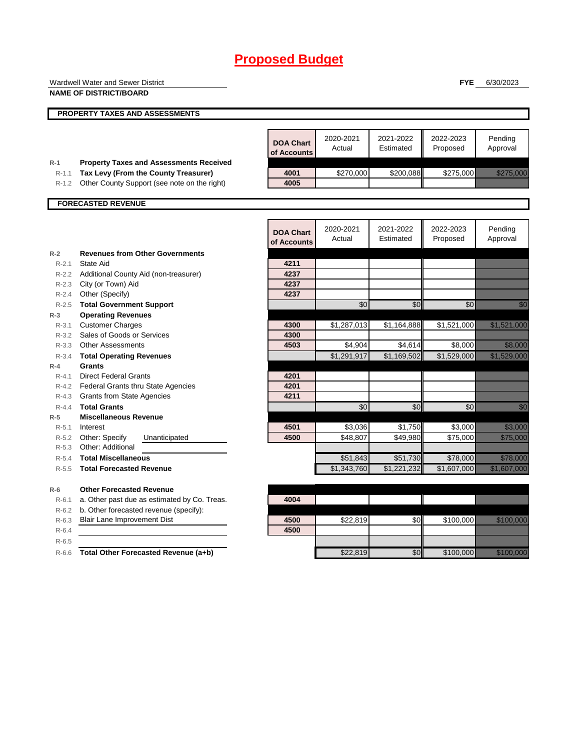# Proposed Budget

Wardwell Water and Sewer District
**NAME OF DISTRICT/BOARD**

**FYE** 6/30/2023

## PROPERTY TAXES AND ASSESSMENTS

| | | DOA Chart of Accounts | 2020-2021 Actual | 2021-2022 Estimated | 2022-2023 Proposed | Pending Approval |
|---|---|---|---|---|---|---|
| R-1 | **Property Taxes and Assessments Received** | | | | | |
| R-1.1 | **Tax Levy (From the County Treasurer)** | 4001 | $270,000 | $200,088 | $275,000 | $275,000 |
| R-1.2 | Other County Support (see note on the right) | 4005 | | | | |

## FORECASTED REVENUE

| | | DOA Chart of Accounts | 2020-2021 Actual | 2021-2022 Estimated | 2022-2023 Proposed | Pending Approval |
|---|---|---|---|---|---|---|
| R-2 | **Revenues from Other Governments** | | | | | |
| R-2.1 | State Aid | 4211 | | | | |
| R-2.2 | Additional County Aid (non-treasurer) | 4237 | | | | |
| R-2.3 | City (or Town) Aid | 4237 | | | | |
| R-2.4 | Other (Specify) | 4237 | | | | |
| R-2.5 | **Total Government Support** | | $0 | $0 | $0 | $0 |
| R-3 | **Operating Revenues** | | | | | |
| R-3.1 | Customer Charges | 4300 | $1,287,013 | $1,164,888 | $1,521,000 | $1,521,000 |
| R-3.2 | Sales of Goods or Services | 4300 | | | | |
| R-3.3 | Other Assessments | 4503 | $4,904 | $4,614 | $8,000 | $8,000 |
| R-3.4 | **Total Operating Revenues** | | $1,291,917 | $1,169,502 | $1,529,000 | $1,529,000 |
| R-4 | **Grants** | | | | | |
| R-4.1 | Direct Federal Grants | 4201 | | | | |
| R-4.2 | Federal Grants thru State Agencies | 4201 | | | | |
| R-4.3 | Grants from State Agencies | 4211 | | | | |
| R-4.4 | **Total Grants** | | $0 | $0 | $0 | $0 |
| R-5 | **Miscellaneous Revenue** | | | | | |
| R-5.1 | Interest | 4501 | $3,036 | $1,750 | $3,000 | $3,000 |
| R-5.2 | Other: Specify Unanticipated | 4500 | $48,807 | $49,980 | $75,000 | $75,000 |
| R-5.3 | Other: Additional | | | | | |
| R-5.4 | **Total Miscellaneous** | | $51,843 | $51,730 | $78,000 | $78,000 |
| R-5.5 | **Total Forecasted Revenue** | | $1,343,760 | $1,221,232 | $1,607,000 | $1,607,000 |
| R-6 | **Other Forecasted Revenue** | | | | | |
| R-6.1 | a. Other past due as estimated by Co. Treas. | 4004 | | | | |
| R-6.2 | b. Other forecasted revenue (specify): | | | | | |
| R-6.3 | Blair Lane Improvement Dist | 4500 | $22,819 | $0 | $100,000 | $100,000 |
| R-6.4 | | 4500 | | | | |
| R-6.5 | | | | | | |
| R-6.6 | **Total Other Forecasted Revenue (a+b)** | | $22,819 | $0 | $100,000 | $100,000 |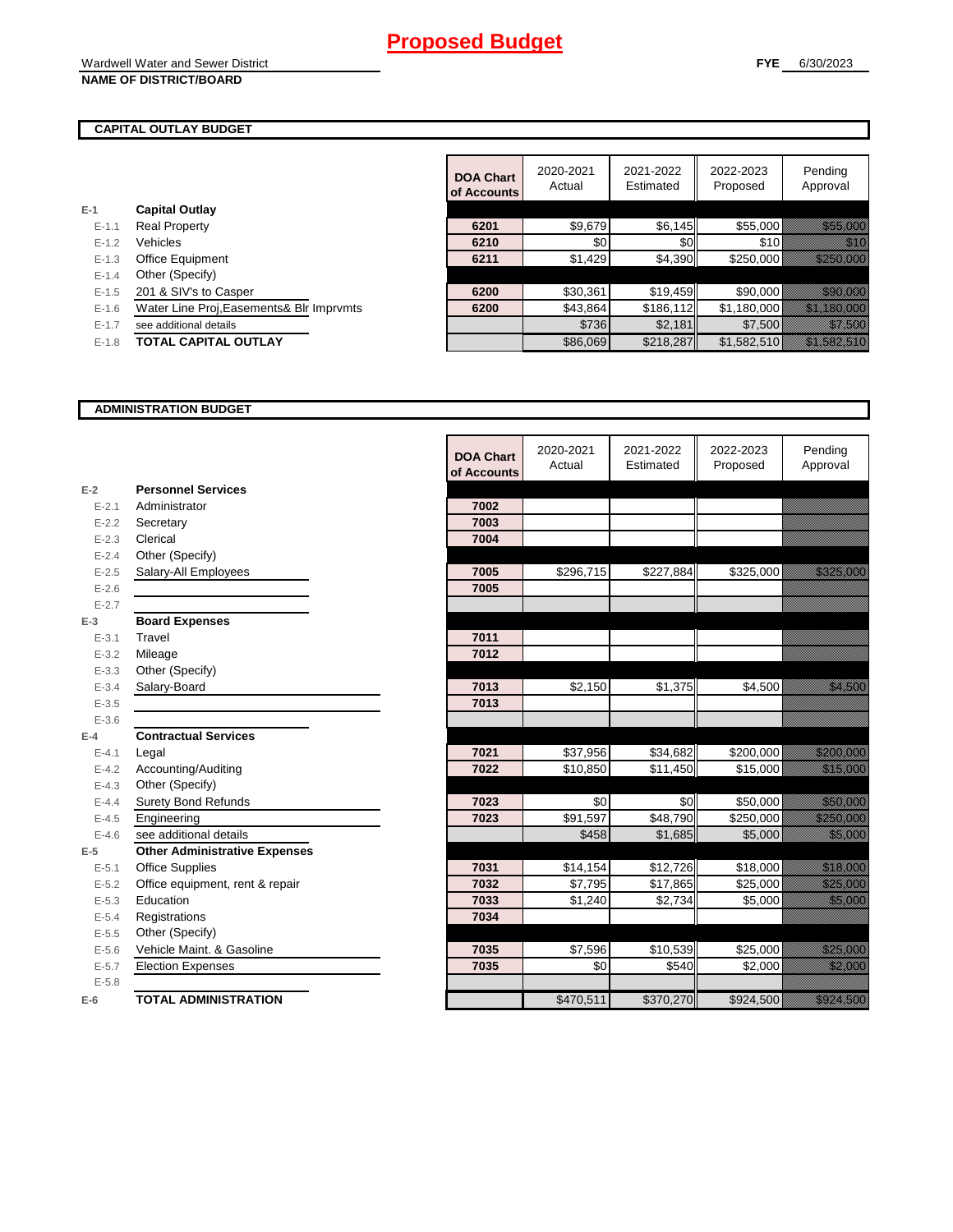# Proposed Budget

Wardwell Water and Sewer District
**NAME OF DISTRICT/BOARD**

**FYE** 6/30/2023

## CAPITAL OUTLAY BUDGET

| | | DOA Chart of Accounts | 2020-2021 Actual | 2021-2022 Estimated | 2022-2023 Proposed | Pending Approval |
|---|---|---|---|---|---|---|
| E-1 | **Capital Outlay** | | | | | |
| E-1.1 | Real Property | 6201 | $9,679 | $6,145 | $55,000 | $55,000 |
| E-1.2 | Vehicles | 6210 | $0 | $0 | $10 | $10 |
| E-1.3 | Office Equipment | 6211 | $1,429 | $4,390 | $250,000 | $250,000 |
| E-1.4 | Other (Specify) | | | | | |
| E-1.5 | 201 & SIV's to Casper | 6200 | $30,361 | $19,459 | $90,000 | $90,000 |
| E-1.6 | Water Line Proj,Easements& Blr Imprvmts | 6200 | $43,864 | $186,112 | $1,180,000 | $1,180,000 |
| E-1.7 | see additional details | | $736 | $2,181 | $7,500 | $7,500 |
| E-1.8 | **TOTAL CAPITAL OUTLAY** | | $86,069 | $218,287 | $1,582,510 | $1,582,510 |

## ADMINISTRATION BUDGET

| | | DOA Chart of Accounts | 2020-2021 Actual | 2021-2022 Estimated | 2022-2023 Proposed | Pending Approval |
|---|---|---|---|---|---|---|
| E-2 | **Personnel Services** | | | | | |
| E-2.1 | Administrator | 7002 | | | | |
| E-2.2 | Secretary | 7003 | | | | |
| E-2.3 | Clerical | 7004 | | | | |
| E-2.4 | Other (Specify) | | | | | |
| E-2.5 | Salary-All Employees | 7005 | $296,715 | $227,884 | $325,000 | $325,000 |
| E-2.6 | | 7005 | | | | |
| E-2.7 | | | | | | |
| E-3 | **Board Expenses** | | | | | |
| E-3.1 | Travel | 7011 | | | | |
| E-3.2 | Mileage | 7012 | | | | |
| E-3.3 | Other (Specify) | | | | | |
| E-3.4 | Salary-Board | 7013 | $2,150 | $1,375 | $4,500 | $4,500 |
| E-3.5 | | 7013 | | | | |
| E-3.6 | | | | | | |
| E-4 | **Contractual Services** | | | | | |
| E-4.1 | Legal | 7021 | $37,956 | $34,682 | $200,000 | $200,000 |
| E-4.2 | Accounting/Auditing | 7022 | $10,850 | $11,450 | $15,000 | $15,000 |
| E-4.3 | Other (Specify) | | | | | |
| E-4.4 | Surety Bond Refunds | 7023 | $0 | $0 | $50,000 | $50,000 |
| E-4.5 | Engineering | 7023 | $91,597 | $48,790 | $250,000 | $250,000 |
| E-4.6 | see additional details | | $458 | $1,685 | $5,000 | $5,000 |
| E-5 | **Other Administrative Expenses** | | | | | |
| E-5.1 | Office Supplies | 7031 | $14,154 | $12,726 | $18,000 | $18,000 |
| E-5.2 | Office equipment, rent & repair | 7032 | $7,795 | $17,865 | $25,000 | $25,000 |
| E-5.3 | Education | 7033 | $1,240 | $2,734 | $5,000 | $5,000 |
| E-5.4 | Registrations | 7034 | | | | |
| E-5.5 | Other (Specify) | | | | | |
| E-5.6 | Vehicle Maint. & Gasoline | 7035 | $7,596 | $10,539 | $25,000 | $25,000 |
| E-5.7 | Election Expenses | 7035 | $0 | $540 | $2,000 | $2,000 |
| E-5.8 | | | | | | |
| E-6 | **TOTAL ADMINISTRATION** | | $470,511 | $370,270 | $924,500 | $924,500 |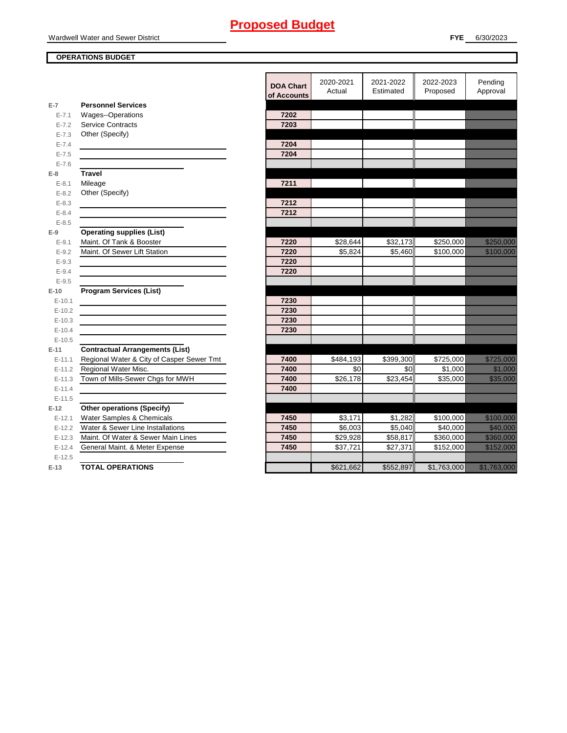# Proposed Budget

Wardwell Water and Sewer District

**FYE** 6/30/2023

**OPERATIONS BUDGET**

| | | DOA Chart of Accounts | 2020-2021 Actual | 2021-2022 Estimated | 2022-2023 Proposed | Pending Approval |
|---|---|---|---|---|---|---|
| **E-7** | **Personnel Services** | | | | | |
| E-7.1 | Wages--Operations | 7202 | | | | |
| E-7.2 | Service Contracts | 7203 | | | | |
| E-7.3 | Other (Specify) | | | | | |
| E-7.4 | | 7204 | | | | |
| E-7.5 | | 7204 | | | | |
| E-7.6 | | | | | | |
| **E-8** | **Travel** | | | | | |
| E-8.1 | Mileage | 7211 | | | | |
| E-8.2 | Other (Specify) | | | | | |
| E-8.3 | | 7212 | | | | |
| E-8.4 | | 7212 | | | | |
| E-8.5 | | | | | | |
| **E-9** | **Operating supplies (List)** | | | | | |
| E-9.1 | Maint. Of Tank & Booster | 7220 | $28,644 | $32,173 | $250,000 | $250,000 |
| E-9.2 | Maint. Of Sewer Lift Station | 7220 | $5,824 | $5,460 | $100,000 | $100,000 |
| E-9.3 | | 7220 | | | | |
| E-9.4 | | 7220 | | | | |
| E-9.5 | | | | | | |
| **E-10** | **Program Services (List)** | | | | | |
| E-10.1 | | 7230 | | | | |
| E-10.2 | | 7230 | | | | |
| E-10.3 | | 7230 | | | | |
| E-10.4 | | 7230 | | | | |
| E-10.5 | | | | | | |
| **E-11** | **Contractual Arrangements (List)** | | | | | |
| E-11.1 | Regional Water & City of Casper Sewer Tmt | 7400 | $484,193 | $399,300 | $725,000 | $725,000 |
| E-11.2 | Regional Water Misc. | 7400 | $0 | $0 | $1,000 | $1,000 |
| E-11.3 | Town of Mills-Sewer Chgs for MWH | 7400 | $26,178 | $23,454 | $35,000 | $35,000 |
| E-11.4 | | 7400 | | | | |
| E-11.5 | | | | | | |
| **E-12** | **Other operations (Specify)** | | | | | |
| E-12.1 | Water Samples & Chemicals | 7450 | $3,171 | $1,282 | $100,000 | $100,000 |
| E-12.2 | Water & Sewer Line Installations | 7450 | $6,003 | $5,040 | $40,000 | $40,000 |
| E-12.3 | Maint. Of Water & Sewer Main Lines | 7450 | $29,928 | $58,817 | $360,000 | $360,000 |
| E-12.4 | General Maint. & Meter Expense | 7450 | $37,721 | $27,371 | $152,000 | $152,000 |
| E-12.5 | | | | | | |
| **E-13** | **TOTAL OPERATIONS** | | $621,662 | $552,897 | $1,763,000 | $1,763,000 |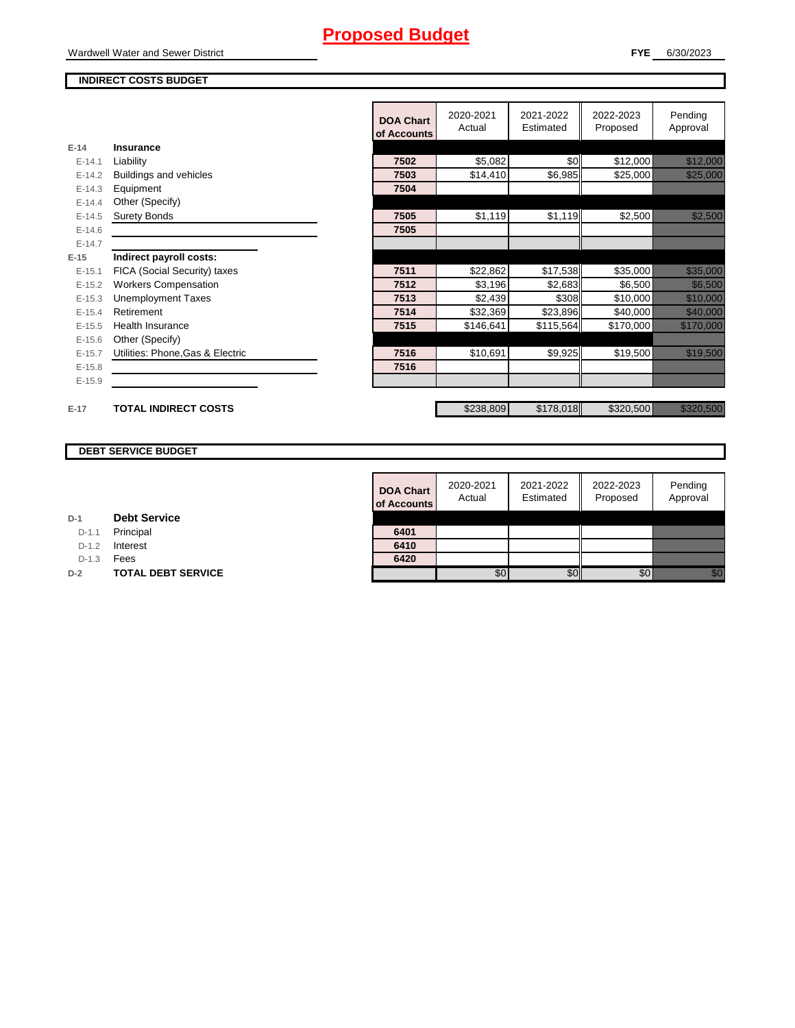# Proposed Budget

Wardwell Water and Sewer District

**FYE** 6/30/2023

## INDIRECT COSTS BUDGET

| | | DOA Chart of Accounts | 2020-2021 Actual | 2021-2022 Estimated | 2022-2023 Proposed | Pending Approval |
|---|---|---|---|---|---|---|
| E-14 | **Insurance** | | | | | |
| E-14.1 | Liability | 7502 | $5,082 | $0 | $12,000 | $12,000 |
| E-14.2 | Buildings and vehicles | 7503 | $14,410 | $6,985 | $25,000 | $25,000 |
| E-14.3 | Equipment | 7504 | | | | |
| E-14.4 | Other (Specify) | | | | | |
| E-14.5 | Surety Bonds | 7505 | $1,119 | $1,119 | $2,500 | $2,500 |
| E-14.6 | | 7505 | | | | |
| E-14.7 | | | | | | |
| E-15 | **Indirect payroll costs:** | | | | | |
| E-15.1 | FICA (Social Security) taxes | 7511 | $22,862 | $17,538 | $35,000 | $35,000 |
| E-15.2 | Workers Compensation | 7512 | $3,196 | $2,683 | $6,500 | $6,500 |
| E-15.3 | Unemployment Taxes | 7513 | $2,439 | $308 | $10,000 | $10,000 |
| E-15.4 | Retirement | 7514 | $32,369 | $23,896 | $40,000 | $40,000 |
| E-15.5 | Health Insurance | 7515 | $146,641 | $115,564 | $170,000 | $170,000 |
| E-15.6 | Other (Specify) | | | | | |
| E-15.7 | Utilities: Phone,Gas & Electric | 7516 | $10,691 | $9,925 | $19,500 | $19,500 |
| E-15.8 | | 7516 | | | | |
| E-15.9 | | | | | | |
| E-17 | **TOTAL INDIRECT COSTS** | | $238,809 | $178,018 | $320,500 | $320,500 |

## DEBT SERVICE BUDGET

| | | DOA Chart of Accounts | 2020-2021 Actual | 2021-2022 Estimated | 2022-2023 Proposed | Pending Approval |
|---|---|---|---|---|---|---|
| D-1 | **Debt Service** | | | | | |
| D-1.1 | Principal | 6401 | | | | |
| D-1.2 | Interest | 6410 | | | | |
| D-1.3 | Fees | 6420 | | | | |
| D-2 | **TOTAL DEBT SERVICE** | | $0 | $0 | $0 | $0 |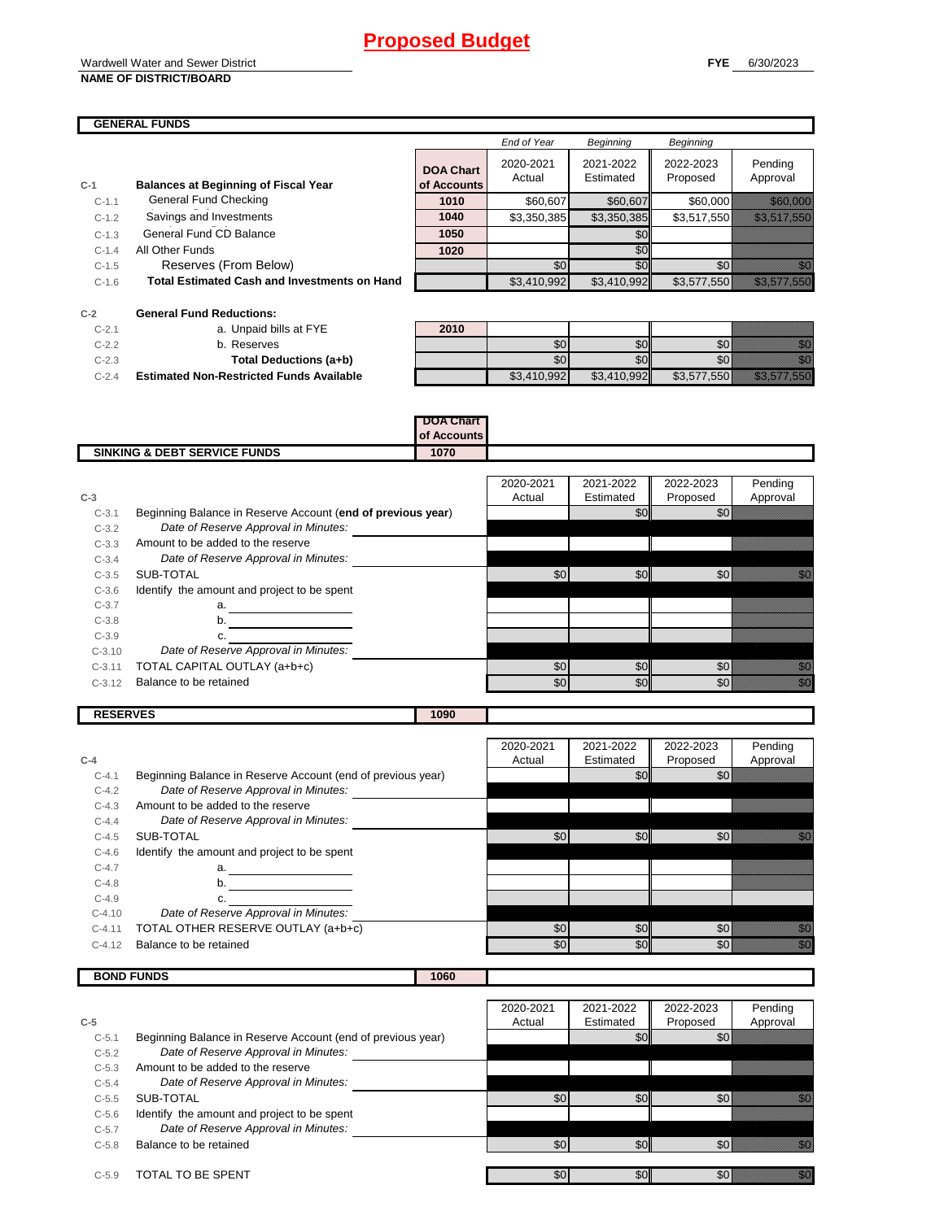# Proposed Budget

Wardwell Water and Sewer District
**NAME OF DISTRICT/BOARD**

**FYE** 6/30/2023

## GENERAL FUNDS

| | | DOA Chart of Accounts | End of Year 2020-2021 Actual | Beginning 2021-2022 Estimated | Beginning 2022-2023 Proposed | Pending Approval |
|---|---|---|---|---|---|---|
| **C-1** | **Balances at Beginning of Fiscal Year** | | | | | |
| C-1.1 | General Fund Checking | 1010 | $60,607 | $60,607 | $60,000 | $60,000 |
| C-1.2 | Savings and Investments | 1040 | $3,350,385 | $3,350,385 | $3,517,550 | $3,517,550 |
| C-1.3 | General Fund CD Balance | 1050 | | $0 | | |
| C-1.4 | All Other Funds | 1020 | | $0 | | |
| C-1.5 | Reserves (From Below) | | $0 | $0 | $0 | $0 |
| C-1.6 | **Total Estimated Cash and Investments on Hand** | | $3,410,992 | $3,410,992 | $3,577,550 | $3,577,550 |
| **C-2** | **General Fund Reductions:** | | | | | |
| C-2.1 | a. Unpaid bills at FYE | 2010 | | | | |
| C-2.2 | b. Reserves | | $0 | $0 | $0 | $0 |
| C-2.3 | **Total Deductions (a+b)** | | $0 | $0 | $0 | $0 |
| C-2.4 | **Estimated Non-Restricted Funds Available** | | $3,410,992 | $3,410,992 | $3,577,550 | $3,577,550 |

## SINKING & DEBT SERVICE FUNDS (DOA Chart of Accounts 1070)

| **C-3** | | 2020-2021 Actual | 2021-2022 Estimated | 2022-2023 Proposed | Pending Approval |
|---|---|---|---|---|---|
| C-3.1 | Beginning Balance in Reserve Account (**end of previous year**) | | $0 | $0 | |
| C-3.2 | *Date of Reserve Approval in Minutes:* | | | | |
| C-3.3 | Amount to be added to the reserve | | | | |
| C-3.4 | *Date of Reserve Approval in Minutes:* | | | | |
| C-3.5 | SUB-TOTAL | $0 | $0 | $0 | $0 |
| C-3.6 | Identify the amount and project to be spent | | | | |
| C-3.7 | a. | | | | |
| C-3.8 | b. | | | | |
| C-3.9 | c. | | | | |
| C-3.10 | *Date of Reserve Approval in Minutes:* | | | | |
| C-3.11 | TOTAL CAPITAL OUTLAY (a+b+c) | $0 | $0 | $0 | $0 |
| C-3.12 | Balance to be retained | $0 | $0 | $0 | $0 |

## RESERVES (1090)

| **C-4** | | 2020-2021 Actual | 2021-2022 Estimated | 2022-2023 Proposed | Pending Approval |
|---|---|---|---|---|---|
| C-4.1 | Beginning Balance in Reserve Account (end of previous year) | | $0 | $0 | |
| C-4.2 | *Date of Reserve Approval in Minutes:* | | | | |
| C-4.3 | Amount to be added to the reserve | | | | |
| C-4.4 | *Date of Reserve Approval in Minutes:* | | | | |
| C-4.5 | SUB-TOTAL | $0 | $0 | $0 | $0 |
| C-4.6 | Identify the amount and project to be spent | | | | |
| C-4.7 | a. | | | | |
| C-4.8 | b. | | | | |
| C-4.9 | c. | | | | |
| C-4.10 | *Date of Reserve Approval in Minutes:* | | | | |
| C-4.11 | TOTAL OTHER RESERVE OUTLAY (a+b+c) | $0 | $0 | $0 | $0 |
| C-4.12 | Balance to be retained | $0 | $0 | $0 | $0 |

## BOND FUNDS (1060)

| **C-5** | | 2020-2021 Actual | 2021-2022 Estimated | 2022-2023 Proposed | Pending Approval |
|---|---|---|---|---|---|
| C-5.1 | Beginning Balance in Reserve Account (end of previous year) | | $0 | $0 | |
| C-5.2 | *Date of Reserve Approval in Minutes:* | | | | |
| C-5.3 | Amount to be added to the reserve | | | | |
| C-5.4 | *Date of Reserve Approval in Minutes:* | | | | |
| C-5.5 | SUB-TOTAL | $0 | $0 | $0 | $0 |
| C-5.6 | Identify the amount and project to be spent | | | | |
| C-5.7 | *Date of Reserve Approval in Minutes:* | | | | |
| C-5.8 | Balance to be retained | $0 | $0 | $0 | $0 |
| C-5.9 | TOTAL TO BE SPENT | $0 | $0 | $0 | $0 |